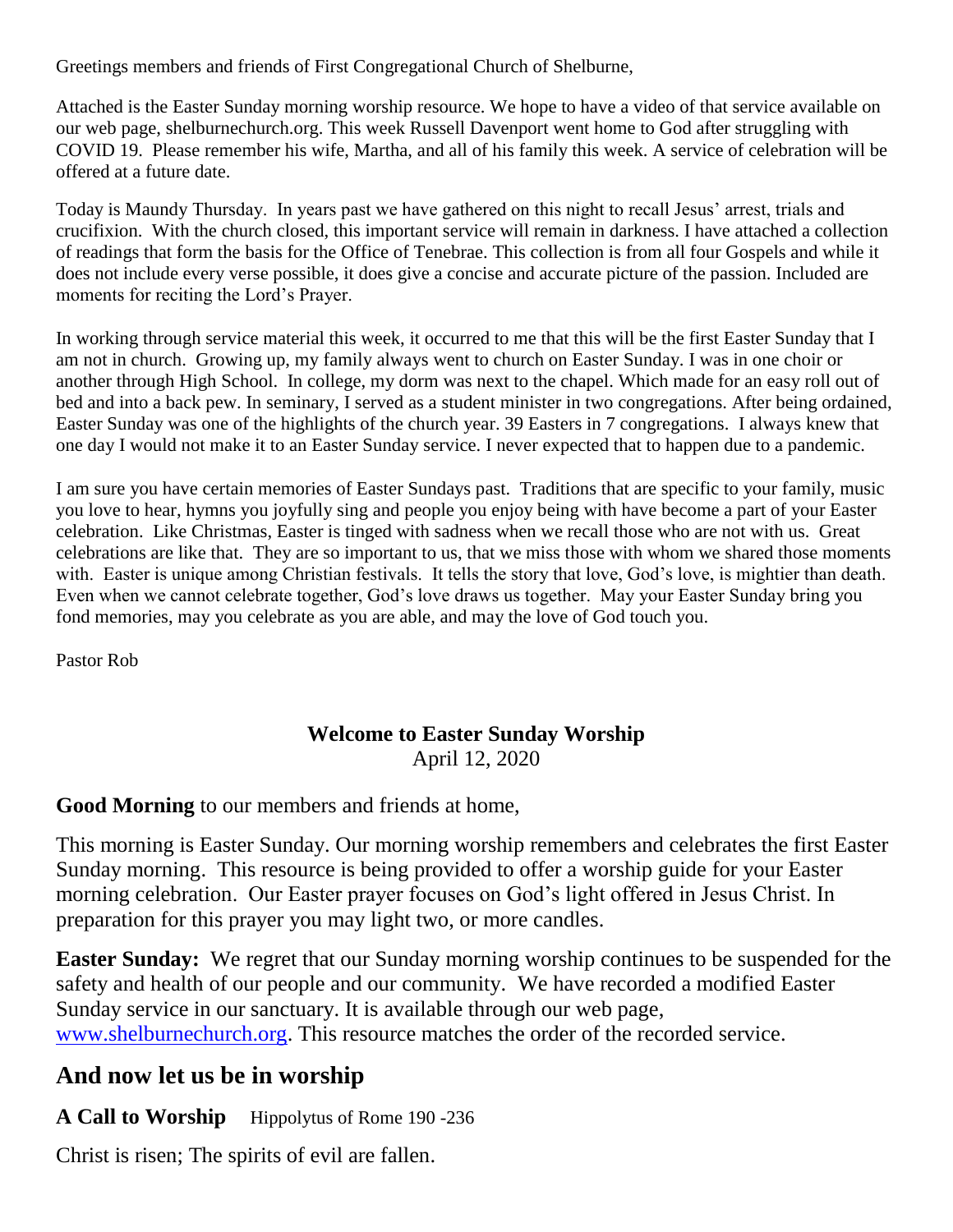Greetings members and friends of First Congregational Church of Shelburne,

Attached is the Easter Sunday morning worship resource. We hope to have a video of that service available on our web page, shelburnechurch.org. This week Russell Davenport went home to God after struggling with COVID 19. Please remember his wife, Martha, and all of his family this week. A service of celebration will be offered at a future date.

Today is Maundy Thursday. In years past we have gathered on this night to recall Jesus' arrest, trials and crucifixion. With the church closed, this important service will remain in darkness. I have attached a collection of readings that form the basis for the Office of Tenebrae. This collection is from all four Gospels and while it does not include every verse possible, it does give a concise and accurate picture of the passion. Included are moments for reciting the Lord's Prayer.

In working through service material this week, it occurred to me that this will be the first Easter Sunday that I am not in church. Growing up, my family always went to church on Easter Sunday. I was in one choir or another through High School. In college, my dorm was next to the chapel. Which made for an easy roll out of bed and into a back pew. In seminary, I served as a student minister in two congregations. After being ordained, Easter Sunday was one of the highlights of the church year. 39 Easters in 7 congregations. I always knew that one day I would not make it to an Easter Sunday service. I never expected that to happen due to a pandemic.

I am sure you have certain memories of Easter Sundays past. Traditions that are specific to your family, music you love to hear, hymns you joyfully sing and people you enjoy being with have become a part of your Easter celebration. Like Christmas, Easter is tinged with sadness when we recall those who are not with us. Great celebrations are like that. They are so important to us, that we miss those with whom we shared those moments with. Easter is unique among Christian festivals. It tells the story that love, God's love, is mightier than death. Even when we cannot celebrate together, God's love draws us together. May your Easter Sunday bring you fond memories, may you celebrate as you are able, and may the love of God touch you.

Pastor Rob

**Welcome to Easter Sunday Worship**
April 12, 2020

**Good Morning** to our members and friends at home,

This morning is Easter Sunday. Our morning worship remembers and celebrates the first Easter Sunday morning. This resource is being provided to offer a worship guide for your Easter morning celebration. Our Easter prayer focuses on God's light offered in Jesus Christ. In preparation for this prayer you may light two, or more candles.

**Easter Sunday:** We regret that our Sunday morning worship continues to be suspended for the safety and health of our people and our community. We have recorded a modified Easter Sunday service in our sanctuary. It is available through our web page, www.shelburnechurch.org. This resource matches the order of the recorded service.

## And now let us be in worship

**A Call to Worship** Hippolytus of Rome 190 -236

Christ is risen; The spirits of evil are fallen.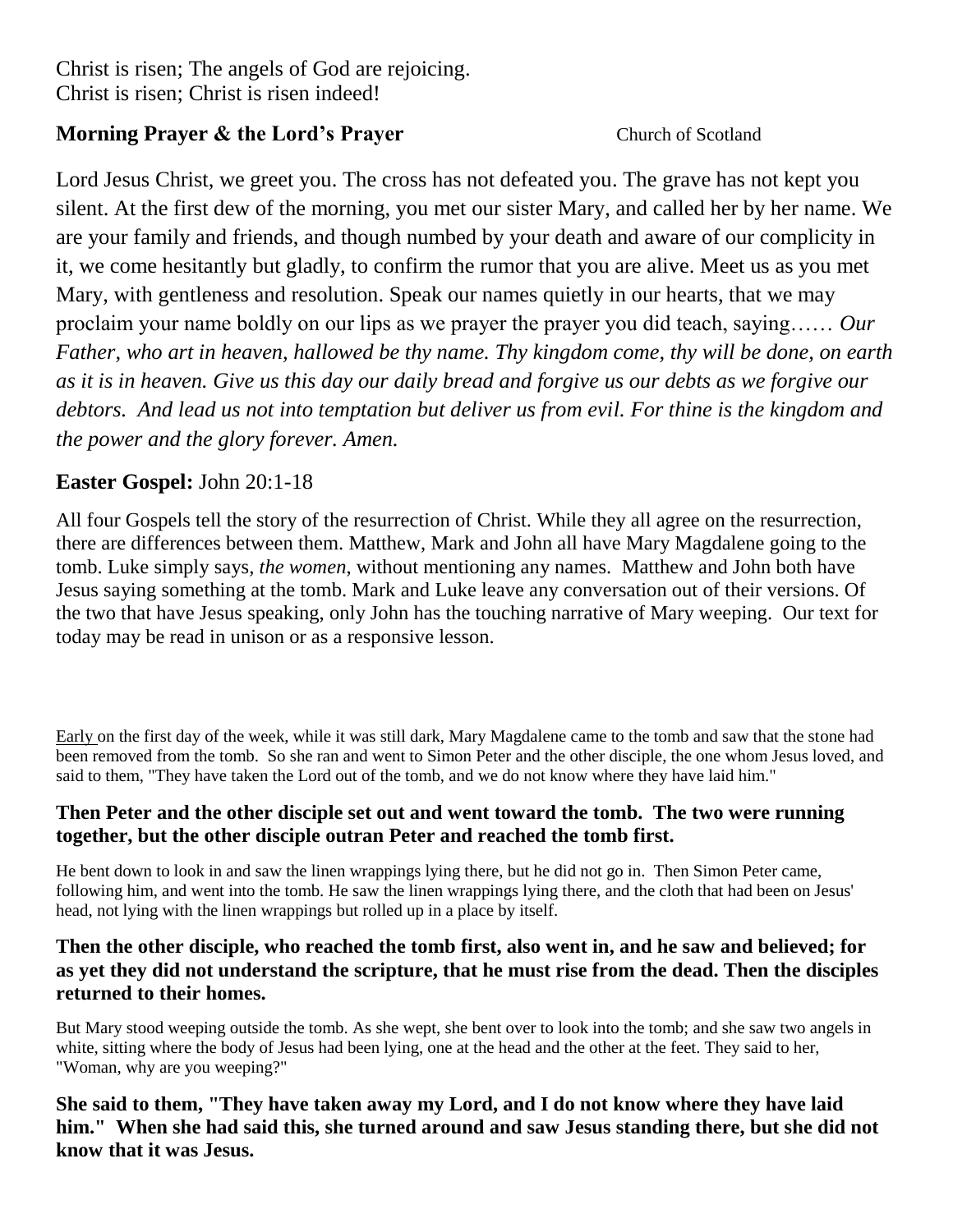Christ is risen; The angels of God are rejoicing.
Christ is risen; Christ is risen indeed!

**Morning Prayer & the Lord's Prayer** Church of Scotland

Lord Jesus Christ, we greet you. The cross has not defeated you. The grave has not kept you silent. At the first dew of the morning, you met our sister Mary, and called her by her name. We are your family and friends, and though numbed by your death and aware of our complicity in it, we come hesitantly but gladly, to confirm the rumor that you are alive. Meet us as you met Mary, with gentleness and resolution. Speak our names quietly in our hearts, that we may proclaim your name boldly on our lips as we prayer the prayer you did teach, saying…… *Our Father, who art in heaven, hallowed be thy name. Thy kingdom come, thy will be done, on earth as it is in heaven. Give us this day our daily bread and forgive us our debts as we forgive our debtors. And lead us not into temptation but deliver us from evil. For thine is the kingdom and the power and the glory forever. Amen.*

**Easter Gospel:** John 20:1-18

All four Gospels tell the story of the resurrection of Christ. While they all agree on the resurrection, there are differences between them. Matthew, Mark and John all have Mary Magdalene going to the tomb. Luke simply says, *the women*, without mentioning any names. Matthew and John both have Jesus saying something at the tomb. Mark and Luke leave any conversation out of their versions. Of the two that have Jesus speaking, only John has the touching narrative of Mary weeping. Our text for today may be read in unison or as a responsive lesson.

Early on the first day of the week, while it was still dark, Mary Magdalene came to the tomb and saw that the stone had been removed from the tomb. So she ran and went to Simon Peter and the other disciple, the one whom Jesus loved, and said to them, "They have taken the Lord out of the tomb, and we do not know where they have laid him."

**Then Peter and the other disciple set out and went toward the tomb. The two were running together, but the other disciple outran Peter and reached the tomb first.**

He bent down to look in and saw the linen wrappings lying there, but he did not go in. Then Simon Peter came, following him, and went into the tomb. He saw the linen wrappings lying there, and the cloth that had been on Jesus' head, not lying with the linen wrappings but rolled up in a place by itself.

**Then the other disciple, who reached the tomb first, also went in, and he saw and believed; for as yet they did not understand the scripture, that he must rise from the dead. Then the disciples returned to their homes.**

But Mary stood weeping outside the tomb. As she wept, she bent over to look into the tomb; and she saw two angels in white, sitting where the body of Jesus had been lying, one at the head and the other at the feet. They said to her, "Woman, why are you weeping?"

**She said to them, "They have taken away my Lord, and I do not know where they have laid him." When she had said this, she turned around and saw Jesus standing there, but she did not know that it was Jesus.**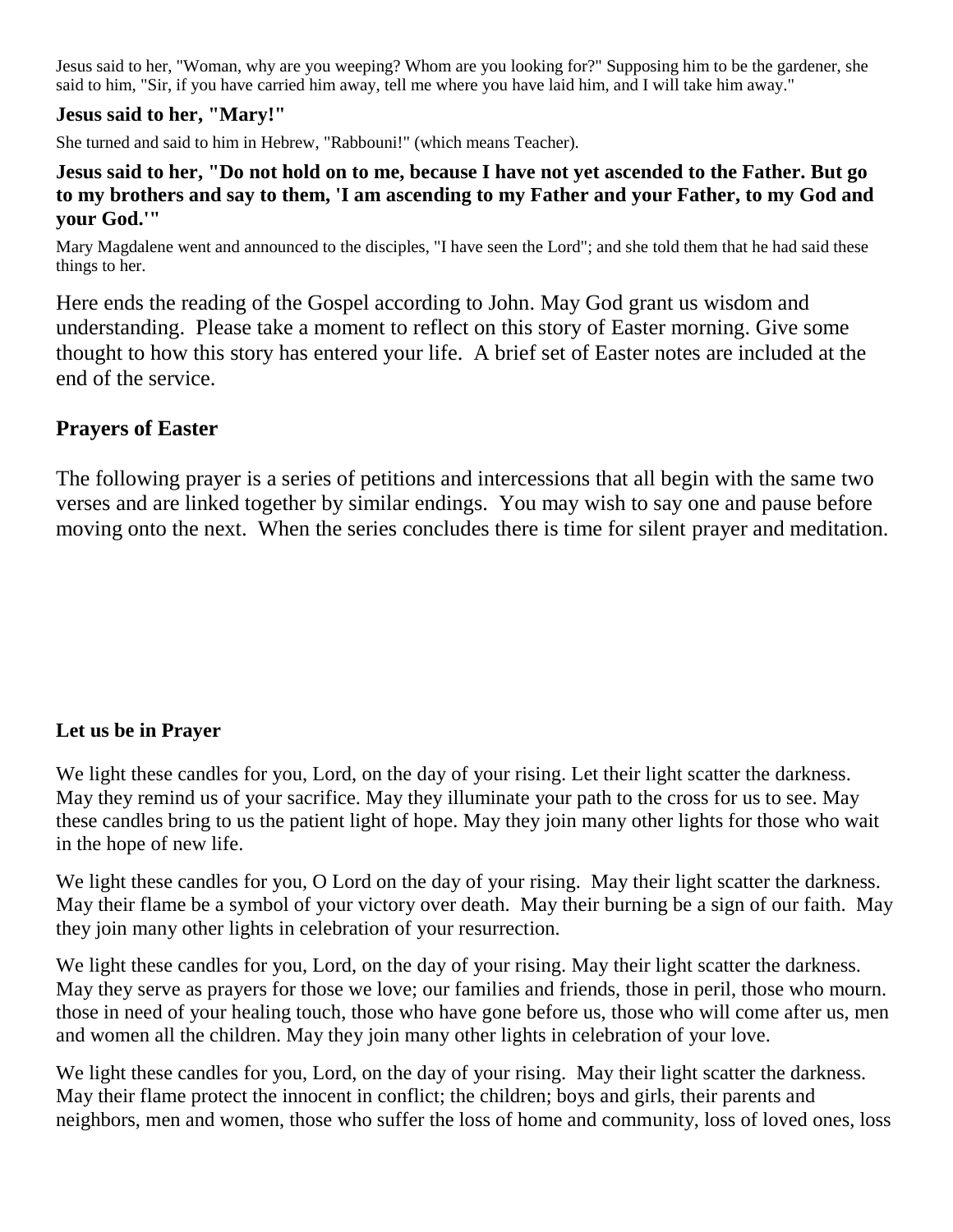Jesus said to her, "Woman, why are you weeping? Whom are you looking for?" Supposing him to be the gardener, she said to him, "Sir, if you have carried him away, tell me where you have laid him, and I will take him away."

**Jesus said to her, "Mary!"**

She turned and said to him in Hebrew, "Rabbouni!" (which means Teacher).

**Jesus said to her, "Do not hold on to me, because I have not yet ascended to the Father. But go to my brothers and say to them, 'I am ascending to my Father and your Father, to my God and your God.'"**

Mary Magdalene went and announced to the disciples, "I have seen the Lord"; and she told them that he had said these things to her.

Here ends the reading of the Gospel according to John. May God grant us wisdom and understanding. Please take a moment to reflect on this story of Easter morning. Give some thought to how this story has entered your life. A brief set of Easter notes are included at the end of the service.

## Prayers of Easter

The following prayer is a series of petitions and intercessions that all begin with the same two verses and are linked together by similar endings. You may wish to say one and pause before moving onto the next. When the series concludes there is time for silent prayer and meditation.

**Let us be in Prayer**

We light these candles for you, Lord, on the day of your rising. Let their light scatter the darkness. May they remind us of your sacrifice. May they illuminate your path to the cross for us to see. May these candles bring to us the patient light of hope. May they join many other lights for those who wait in the hope of new life.

We light these candles for you, O Lord on the day of your rising. May their light scatter the darkness. May their flame be a symbol of your victory over death. May their burning be a sign of our faith. May they join many other lights in celebration of your resurrection.

We light these candles for you, Lord, on the day of your rising. May their light scatter the darkness. May they serve as prayers for those we love; our families and friends, those in peril, those who mourn. those in need of your healing touch, those who have gone before us, those who will come after us, men and women all the children. May they join many other lights in celebration of your love.

We light these candles for you, Lord, on the day of your rising. May their light scatter the darkness. May their flame protect the innocent in conflict; the children; boys and girls, their parents and neighbors, men and women, those who suffer the loss of home and community, loss of loved ones, loss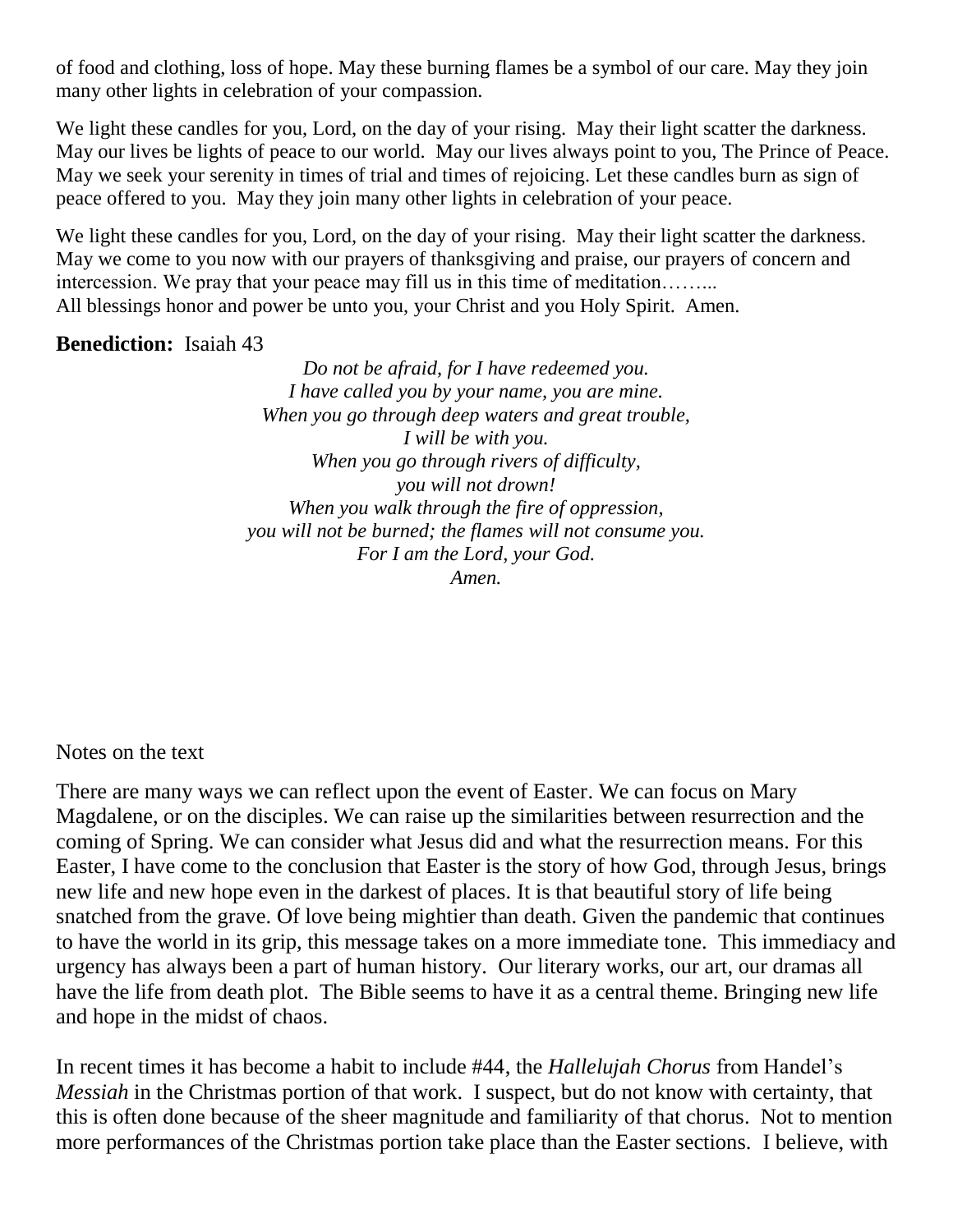of food and clothing, loss of hope. May these burning flames be a symbol of our care. May they join many other lights in celebration of your compassion.

We light these candles for you, Lord, on the day of your rising. May their light scatter the darkness. May our lives be lights of peace to our world. May our lives always point to you, The Prince of Peace. May we seek your serenity in times of trial and times of rejoicing. Let these candles burn as sign of peace offered to you. May they join many other lights in celebration of your peace.

We light these candles for you, Lord, on the day of your rising. May their light scatter the darkness. May we come to you now with our prayers of thanksgiving and praise, our prayers of concern and intercession. We pray that your peace may fill us in this time of meditation……..
All blessings honor and power be unto you, your Christ and you Holy Spirit. Amen.

**Benediction:** Isaiah 43

*Do not be afraid, for I have redeemed you.*
*I have called you by your name, you are mine.*
*When you go through deep waters and great trouble,*
*I will be with you.*
*When you go through rivers of difficulty,*
*you will not drown!*
*When you walk through the fire of oppression,*
*you will not be burned; the flames will not consume you.*
*For I am the Lord, your God.*
*Amen.*

Notes on the text

There are many ways we can reflect upon the event of Easter. We can focus on Mary Magdalene, or on the disciples. We can raise up the similarities between resurrection and the coming of Spring. We can consider what Jesus did and what the resurrection means. For this Easter, I have come to the conclusion that Easter is the story of how God, through Jesus, brings new life and new hope even in the darkest of places. It is that beautiful story of life being snatched from the grave. Of love being mightier than death. Given the pandemic that continues to have the world in its grip, this message takes on a more immediate tone. This immediacy and urgency has always been a part of human history. Our literary works, our art, our dramas all have the life from death plot. The Bible seems to have it as a central theme. Bringing new life and hope in the midst of chaos.

In recent times it has become a habit to include #44, the *Hallelujah Chorus* from Handel's *Messiah* in the Christmas portion of that work. I suspect, but do not know with certainty, that this is often done because of the sheer magnitude and familiarity of that chorus. Not to mention more performances of the Christmas portion take place than the Easter sections. I believe, with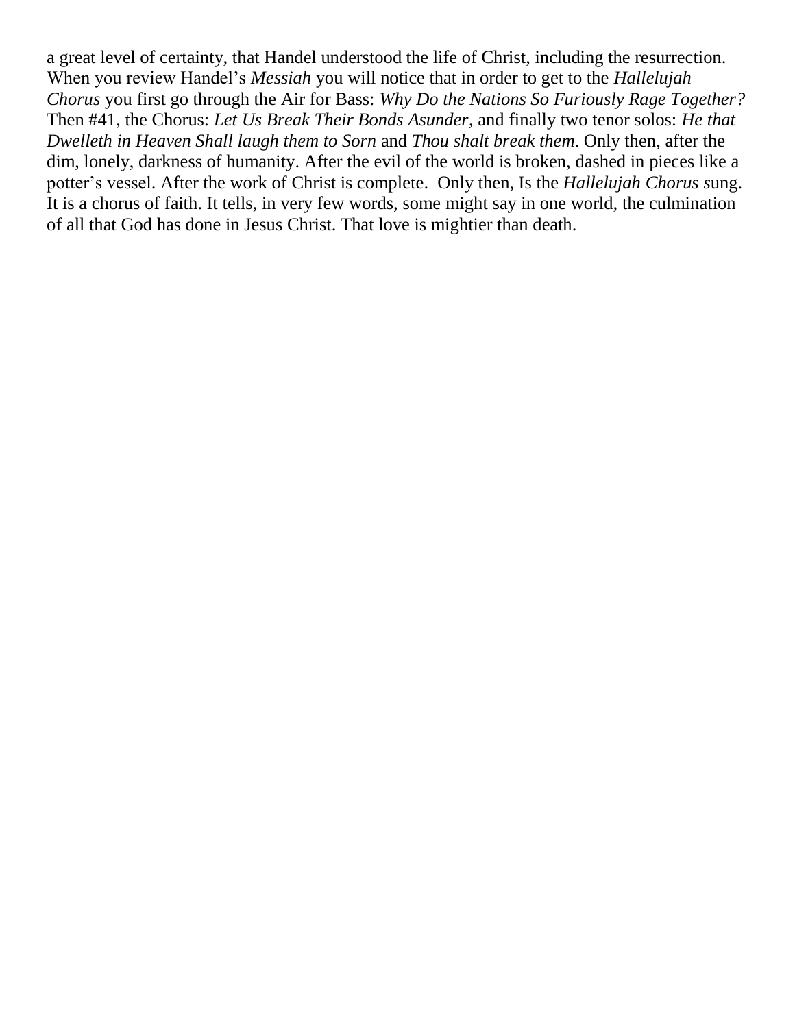a great level of certainty, that Handel understood the life of Christ, including the resurrection. When you review Handel's *Messiah* you will notice that in order to get to the *Hallelujah Chorus* you first go through the Air for Bass: *Why Do the Nations So Furiously Rage Together?* Then #41, the Chorus: *Let Us Break Their Bonds Asunder*, and finally two tenor solos: *He that Dwelleth in Heaven Shall laugh them to Sorn* and *Thou shalt break them*. Only then, after the dim, lonely, darkness of humanity. After the evil of the world is broken, dashed in pieces like a potter's vessel. After the work of Christ is complete. Only then, Is the *Hallelujah Chorus* sung. It is a chorus of faith. It tells, in very few words, some might say in one world, the culmination of all that God has done in Jesus Christ. That love is mightier than death.